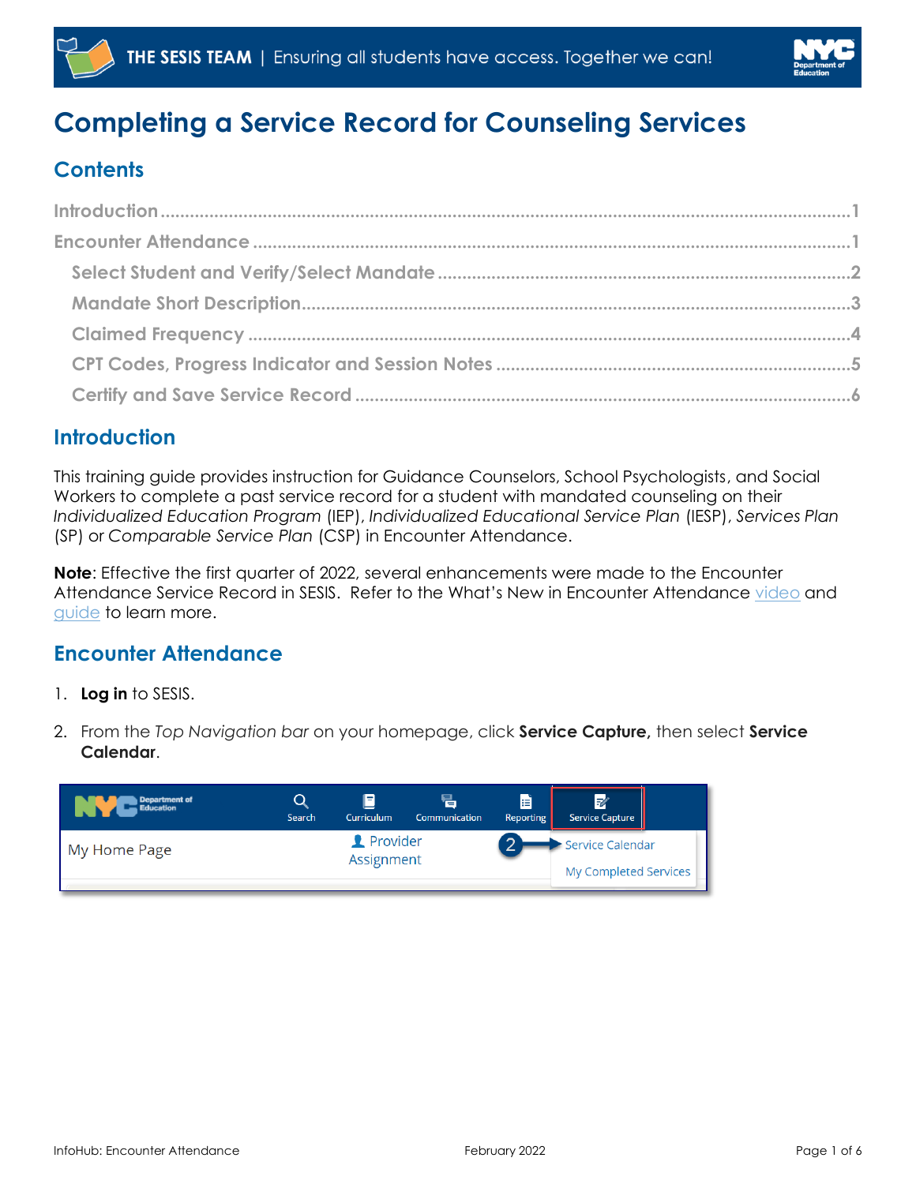THE SESIS TEAM | Ensuring all students have access. Together we can!

# Completing a Service Record for Counseling Services

## Contents

Introduction ..... 1
Encounter Attendance ..... 1
- Select Student and Verify/Select Mandate ..... 2
- Mandate Short Description ..... 3
- Claimed Frequency ..... 4
- CPT Codes, Progress Indicator and Session Notes ..... 5
- Certify and Save Service Record ..... 6

## Introduction

This training guide provides instruction for Guidance Counselors, School Psychologists, and Social Workers to complete a past service record for a student with mandated counseling on their *Individualized Education Program* (IEP), *Individualized Educational Service Plan* (IESP), *Services Plan* (SP) or *Comparable Service Plan* (CSP) in Encounter Attendance.

**Note**: Effective the first quarter of 2022, several enhancements were made to the Encounter Attendance Service Record in SESIS. Refer to the What's New in Encounter Attendance video and guide to learn more.

## Encounter Attendance

1. **Log in** to SESIS.

2. From the *Top Navigation bar* on your homepage, click **Service Capture,** then select **Service Calendar**.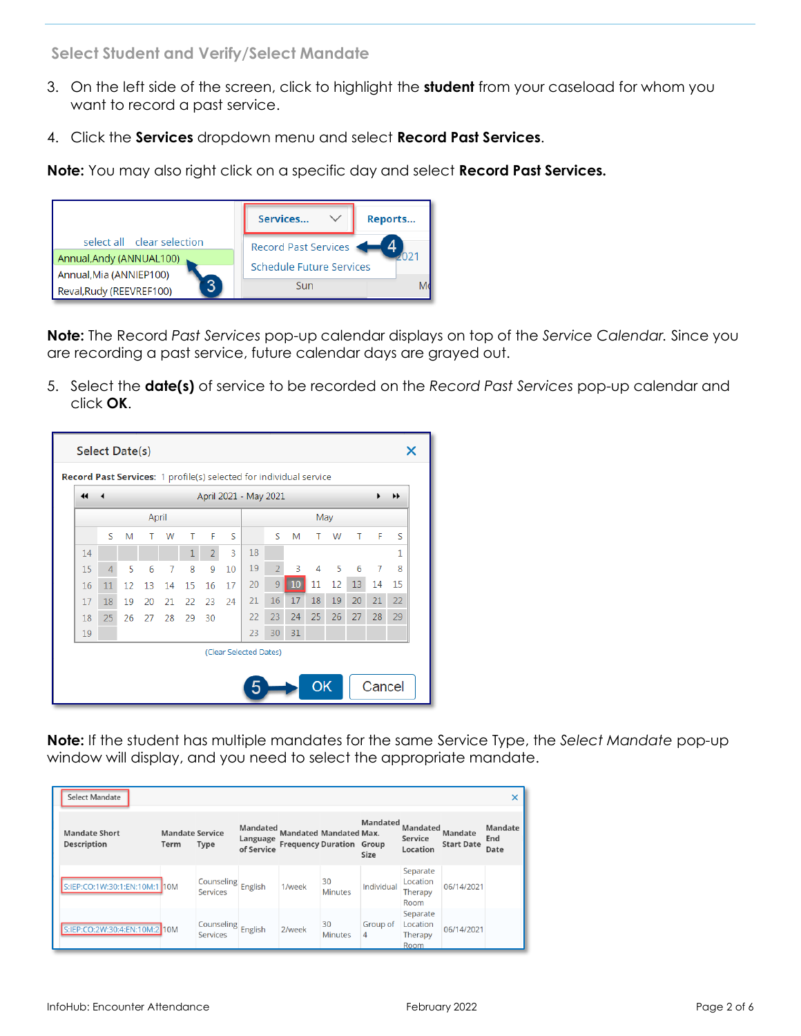## Select Student and Verify/Select Mandate

3. On the left side of the screen, click to highlight the **student** from your caseload for whom you want to record a past service.
4. Click the **Services** dropdown menu and select **Record Past Services**.

**Note:** You may also right click on a specific day and select **Record Past Services.**

**Note:** The Record *Past Services* pop-up calendar displays on top of the *Service Calendar.* Since you are recording a past service, future calendar days are grayed out.

5. Select the **date(s)** of service to be recorded on the *Record Past Services* pop-up calendar and click **OK**.

**Note:** If the student has multiple mandates for the same Service Type, the *Select Mandate* pop-up window will display, and you need to select the appropriate mandate.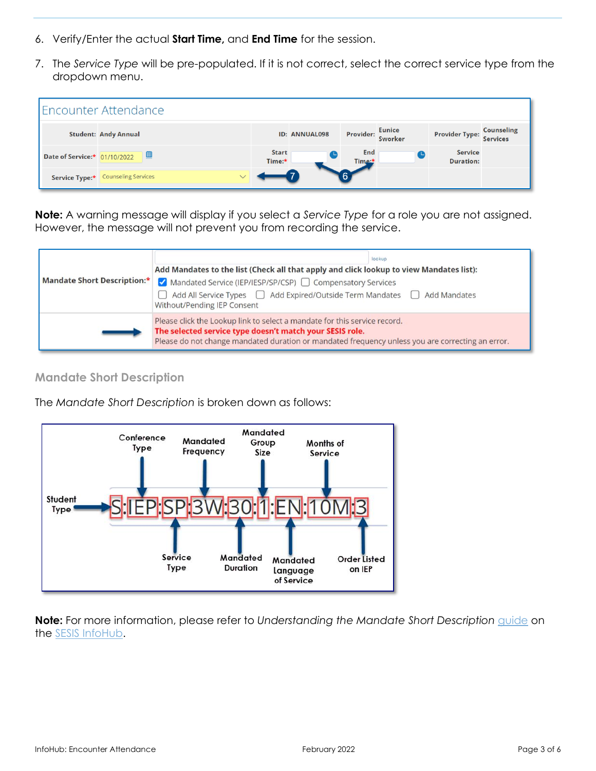6. Verify/Enter the actual **Start Time,** and **End Time** for the session.
7. The *Service Type* will be pre-populated. If it is not correct, select the correct service type from the dropdown menu.

**Note:** A warning message will display if you select a *Service Type* for a role you are not assigned. However, the message will not prevent you from recording the service.

## Mandate Short Description

The *Mandate Short Description* is broken down as follows:

**Note:** For more information, please refer to *Understanding the Mandate Short Description* guide on the SESIS InfoHub.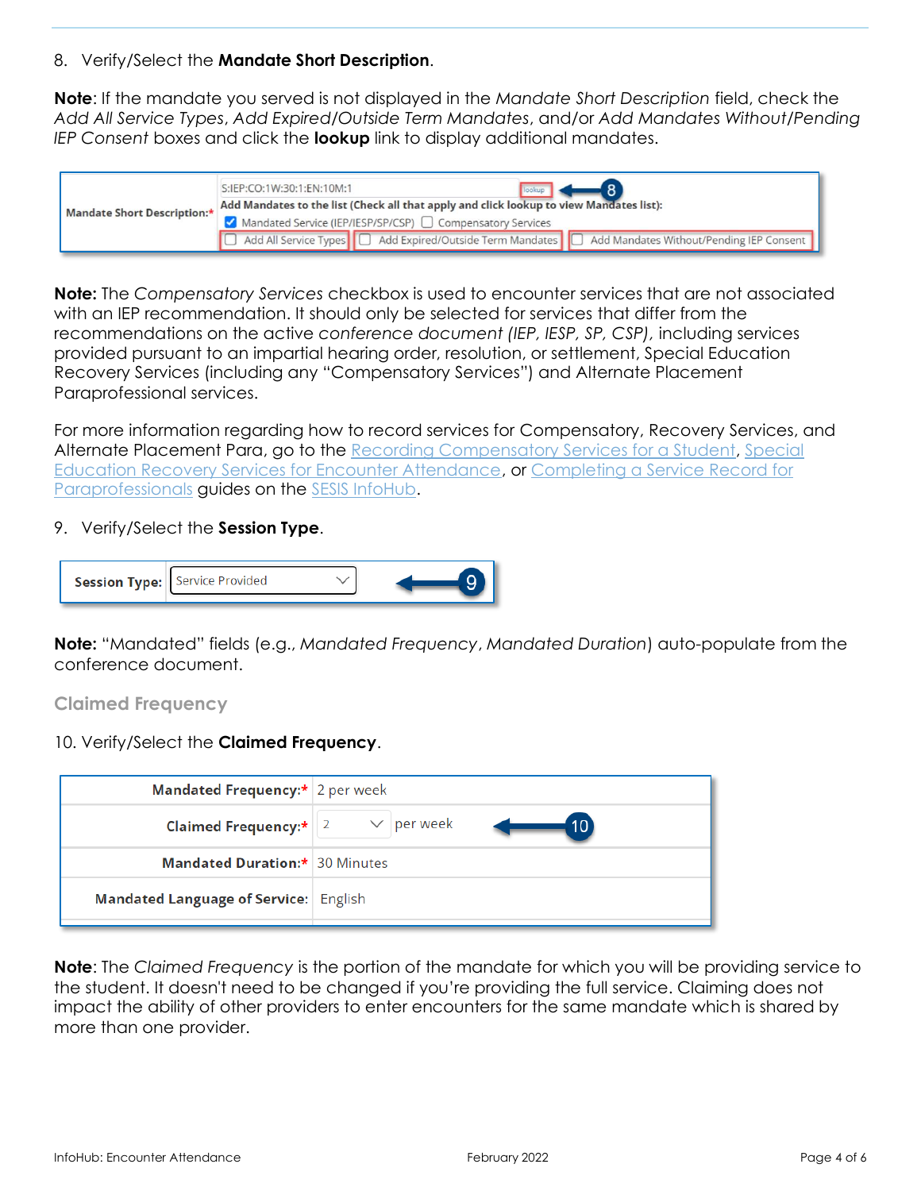8. Verify/Select the **Mandate Short Description**.

**Note**: If the mandate you served is not displayed in the *Mandate Short Description* field, check the *Add All Service Types*, *Add Expired/Outside Term Mandates*, and/or *Add Mandates Without/Pending IEP Consent* boxes and click the **lookup** link to display additional mandates.

| Mandate Short Description:* | S:IEP:CO:1W:30:1:EN:10M:1 lookup<br>Add Mandates to the list (Check all that apply and click lookup to view Mandates list):<br>☑ Mandated Service (IEP/IESP/SP/CSP) ☐ Compensatory Services<br>☐ Add All Service Types ☐ Add Expired/Outside Term Mandates ☐ Add Mandates Without/Pending IEP Consent |
|---|---|

**Note:** The *Compensatory Services* checkbox is used to encounter services that are not associated with an IEP recommendation. It should only be selected for services that differ from the recommendations on the active *conference document (IEP, IESP, SP, CSP)*, including services provided pursuant to an impartial hearing order, resolution, or settlement, Special Education Recovery Services (including any "Compensatory Services") and Alternate Placement Paraprofessional services.

For more information regarding how to record services for Compensatory, Recovery Services, and Alternate Placement Para, go to the Recording Compensatory Services for a Student, Special Education Recovery Services for Encounter Attendance, or Completing a Service Record for Paraprofessionals guides on the SESIS InfoHub.

9. Verify/Select the **Session Type**.

| Session Type: | Service Provided |
|---|---|

**Note:** "Mandated" fields (e.g., *Mandated Frequency*, *Mandated Duration*) auto-populate from the conference document.

### Claimed Frequency

10. Verify/Select the **Claimed Frequency**.

| | |
|---|---|
| Mandated Frequency:* | 2 per week |
| Claimed Frequency:* | 2 per week |
| Mandated Duration:* | 30 Minutes |
| Mandated Language of Service: | English |

**Note**: The *Claimed Frequency* is the portion of the mandate for which you will be providing service to the student. It doesn't need to be changed if you're providing the full service. Claiming does not impact the ability of other providers to enter encounters for the same mandate which is shared by more than one provider.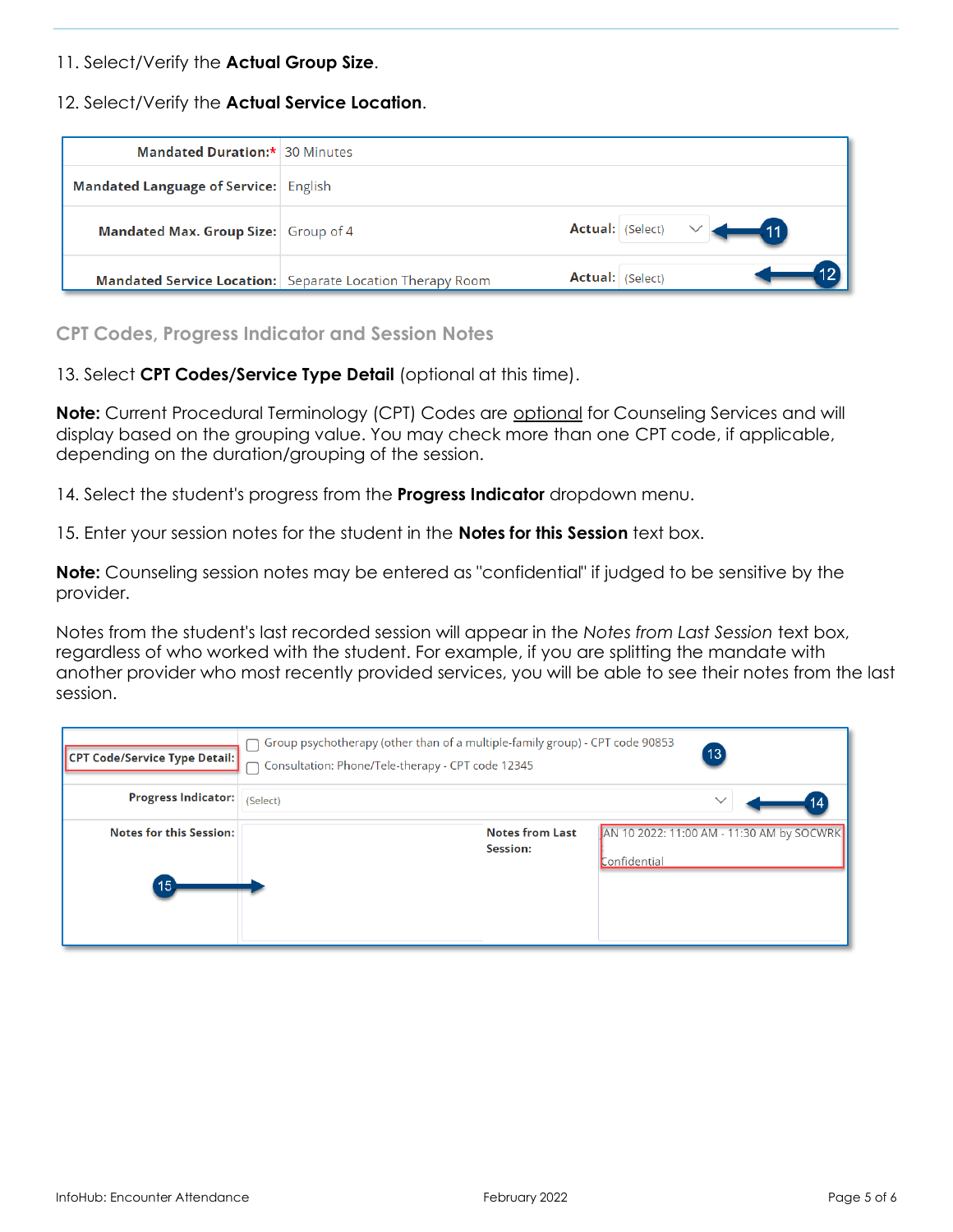11. Select/Verify the **Actual Group Size**.

12. Select/Verify the **Actual Service Location**.

| | | | |
|---|---|---|---|
| Mandated Duration:* | 30 Minutes | | |
| Mandated Language of Service: | English | | |
| Mandated Max. Group Size: | Group of 4 | Actual: | (Select) |
| Mandated Service Location: | Separate Location Therapy Room | Actual: | (Select) |

### CPT Codes, Progress Indicator and Session Notes

13. Select **CPT Codes/Service Type Detail** (optional at this time).

**Note:** Current Procedural Terminology (CPT) Codes are optional for Counseling Services and will display based on the grouping value. You may check more than one CPT code, if applicable, depending on the duration/grouping of the session.

14. Select the student's progress from the **Progress Indicator** dropdown menu.

15. Enter your session notes for the student in the **Notes for this Session** text box.

**Note:** Counseling session notes may be entered as "confidential" if judged to be sensitive by the provider.

Notes from the student's last recorded session will appear in the *Notes from Last Session* text box, regardless of who worked with the student. For example, if you are splitting the mandate with another provider who most recently provided services, you will be able to see their notes from the last session.

| | | | |
|---|---|---|---|
| CPT Code/Service Type Detail: | ☐ Group psychotherapy (other than of a multiple-family group) - CPT code 90853<br>☐ Consultation: Phone/Tele-therapy - CPT code 12345 | | |
| Progress Indicator: | (Select) | | |
| Notes for this Session: | | Notes from Last Session: | AN 10 2022: 11:00 AM - 11:30 AM by SOCWRK<br>Confidential |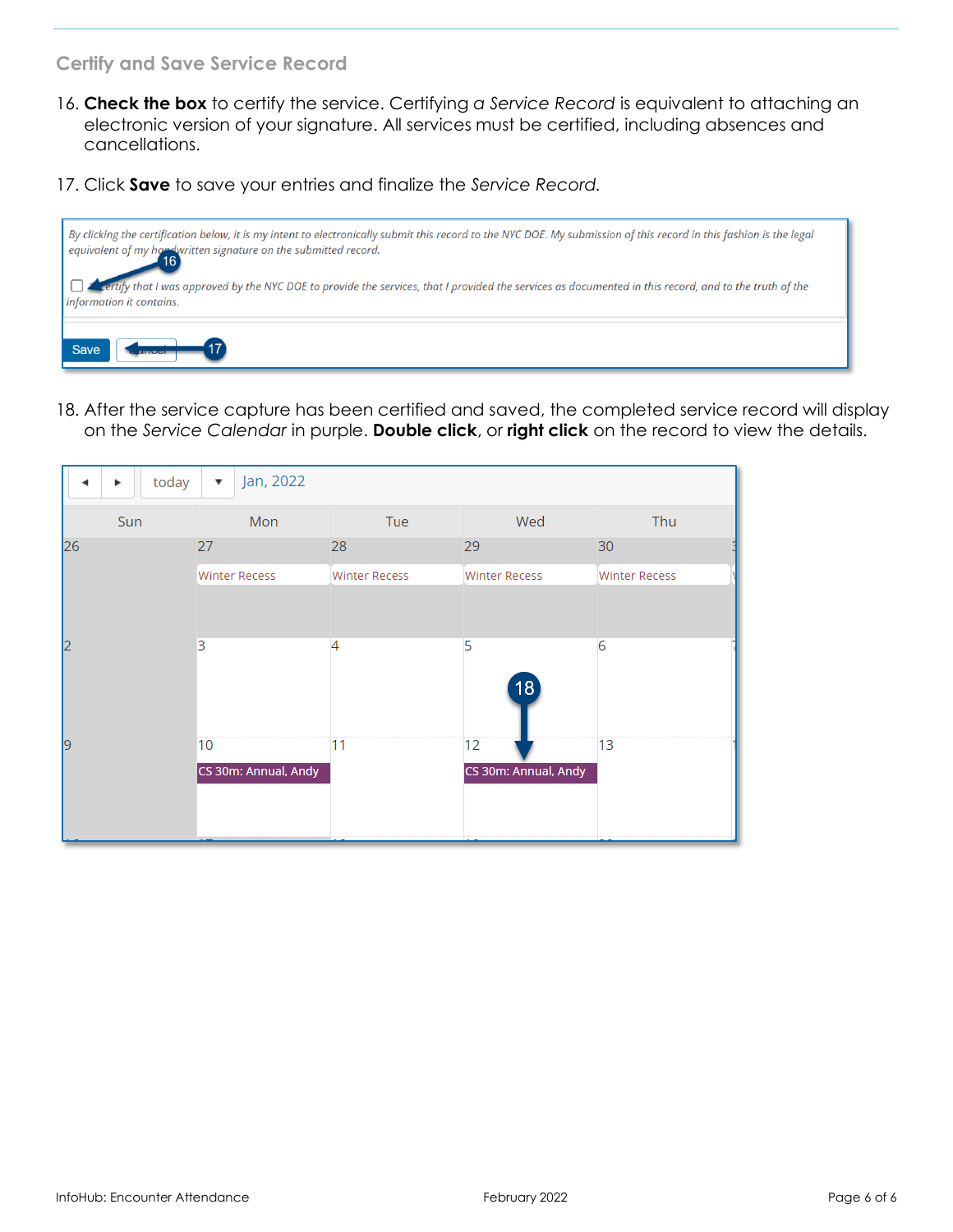### Certify and Save Service Record

16. **Check the box** to certify the service. Certifying *a Service Record* is equivalent to attaching an electronic version of your signature. All services must be certified, including absences and cancellations.

17. Click **Save** to save your entries and finalize the *Service Record.*

18. After the service capture has been certified and saved, the completed service record will display on the *Service Calendar* in purple. **Double click**, or **right click** on the record to view the details.